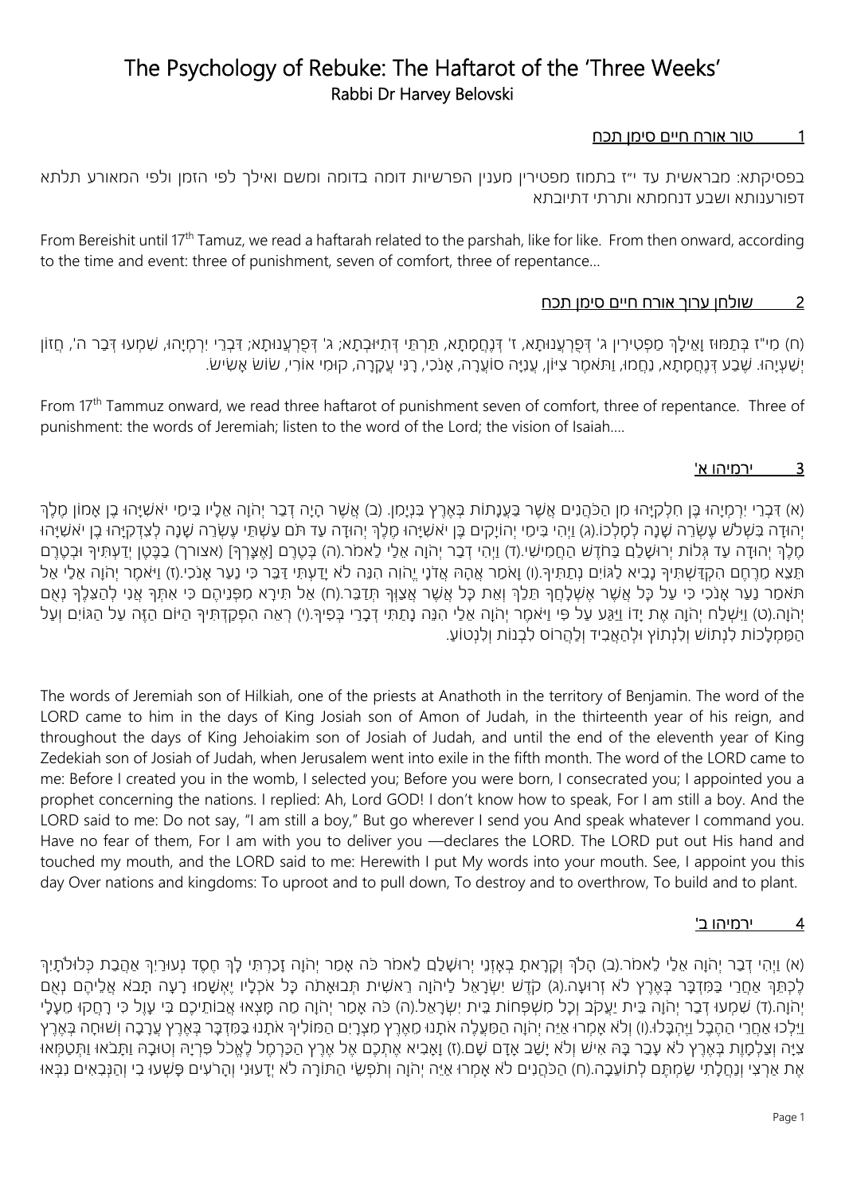# The Psychology of Rebuke: The Haftarot of the 'Three Weeks'

Rabbi Dr Harvey Belovski

## 1 טור אורח חיים סימן תכח

בפסיקתא: מבראשית עד י"ז בתמוז מפטירין מענין הפרשיות דומה בדומה ומשם ואילך לפי הזמן ולפי המאורע תלתא דפורענותא ושבע דנחמתא ותרתי דתיובתא

From Bereishit until 17th Tamuz, we read a haftarah related to the parshah, like for like. From then onward, according to the time and event: three of punishment, seven of comfort, three of repentance…

## 2 שולחן ערוך אורח חיים סימן תכח

(ח) מי"ז בְּתַמּוּז וְאֵילָךְ מַפְטִירִין ג' דְּפֻרְעֲנוּתָא, ז' דְּנֶחָמָתָא, תַּרְתֵּי דִּתְיוּבְתָּא; ג' דְּפֻרְעֲנוּתָא; דִּבְרֵי יִרְמְיָהוּ, שִׁמְעוּ דְּבַר ה', חֲזוֹן יְשַׁעְיָהוּ. שֶׁבַע דְּנֶחָמָתָא, נַחֲמוּ, וַתֹּאמֶר צִיּוֹן, עֲנִיָּה סֹעֲרָה, אָנֹכִי, רָנִּי עֲקָרָה, קוּמִי אוֹרִי, שׂוֹשׂ אָשִׂישׂ.

From 17th Tammuz onward, we read three haftarot of punishment seven of comfort, three of repentance. Three of punishment: the words of Jeremiah; listen to the word of the Lord; the vision of Isaiah….

## 3 ירמיהו א'

(א) דִּבְרֵי יִרְמְיָהוּ בֶּן חִלְקִיָּהוּ מִן הַכֹּהֲנִים אֲשֶׁר בַּעֲנָתוֹת בְּאֶרֶץ בִּנְיָמִן. (ב) אֲשֶׁר הָיָה דְבַר יְהֹוָה אֵלָיו בִּימֵי יֹאשִׁיָּהוּ בֶן אָמוֹן מֶלֶךְ יְהוּדָה בִּשְׁלֹשׁ עֶשְׂרֵה שָׁנָה לְמָלְכוֹ.(ג) וַיְהִי בִּימֵי יְהוֹיָקִים בֶּן יֹאשִׁיָּהוּ מֶלֶךְ יְהוּדָה עַד תֹּם עַשְׁתֵּי עֶשְׂרֵה שָׁנָה לְצִדְקִיָּהוּ בֶן יֹאשִׁיָּהוּ מֶלֶךְ יְהוּדָה עַד גְּלוֹת יְרוּשָׁלַםִ בַּחֹדֶשׁ הַחֲמִישִׁי.(ד) וַיְהִי דְבַר יְהֹוָה אֵלַי לֵאמֹר.(ה) בְּטֶרֶם [אֶצָּרְךָ] (אצורך) בַבֶּטֶן יְדַעְתִּיךָ וּבְטֶרֶם תֵּצֵא מֵרֶחֶם הִקְדַּשְׁתִּיךָ נָבִיא לַגּוֹיִם נְתַתִּיךָ.(ו) וָאֹמַר אֲהָהּ אֲדֹנָי יֱהֹוִה הִנֵּה לֹא יָדַעְתִּי דַּבֵּר כִּי נַעַר אָנֹכִי.(ז) וַיֹּאמֶר יְהֹוָה אֵלַי אַל תֹּאמַר נַעַר אָנֹכִי כִּי עַל כָּל אֲשֶׁר אֶשְׁלָחֲךָ תֵּלֵךְ וְאֵת כָּל אֲשֶׁר אֲצַוְּךָ תְּדַבֵּר.(ח) אַל תִּירָא מִפְּנֵיהֶם כִּי אִתְּךָ אֲנִי לְהַצִּלֶךָ נְאֻם יְהֹוָה.(ט) וַיִּשְׁלַח יְהֹוָה אֶת יָדוֹ וַיַּגַּע עַל פִּי וַיֹּאמֶר יְהֹוָה אֵלַי הִנֵּה נָתַתִּי דְבָרַי בְּפִיךָ.(י) רְאֵה הִפְקַדְתִּיךָ הַיּוֹם הַזֶּה עַל הַגּוֹיִם וְעַל הַמַּמְלָכוֹת לִנְתוֹשׁ וְלִנְתוֹץ וּלְהַאֲבִיד וְלַהֲרוֹס לִבְנוֹת וְלִנְטוֹעַ.

The words of Jeremiah son of Hilkiah, one of the priests at Anathoth in the territory of Benjamin. The word of the LORD came to him in the days of King Josiah son of Amon of Judah, in the thirteenth year of his reign, and throughout the days of King Jehoiakim son of Josiah of Judah, and until the end of the eleventh year of King Zedekiah son of Josiah of Judah, when Jerusalem went into exile in the fifth month. The word of the LORD came to me: Before I created you in the womb, I selected you; Before you were born, I consecrated you; I appointed you a prophet concerning the nations. I replied: Ah, Lord GOD! I don't know how to speak, For I am still a boy. And the LORD said to me: Do not say, "I am still a boy," But go wherever I send you And speak whatever I command you. Have no fear of them, For I am with you to deliver you —declares the LORD. The LORD put out His hand and touched my mouth, and the LORD said to me: Herewith I put My words into your mouth. See, I appoint you this day Over nations and kingdoms: To uproot and to pull down, To destroy and to overthrow, To build and to plant.

## 4 ירמיהו ב'

(א) וַיְהִי דְבַר יְהֹוָה אֵלַי לֵאמֹר.(ב) הָלֹךְ וְקָרָאתָ בְאָזְנֵי יְרוּשָׁלַםִ לֵאמֹר כֹּה אָמַר יְהֹוָה זָכַרְתִּי לָךְ חֶסֶד נְעוּרַיִךְ אַהֲבַת כְּלוּלֹתָיִךְ לֶכְתֵּךְ אַחֲרַי בַּמִּדְבָּר בְּאֶרֶץ לֹא זְרוּעָה.(ג) קֹדֶשׁ יִשְׂרָאֵל לַיהֹוָה רֵאשִׁית תְּבוּאָתֹה כָּל אֹכְלָיו יֶאְשָׁמוּ רָעָה תָּבֹא אֲלֵיהֶם נְאֻם יְהֹוָה.(ד) שִׁמְעוּ דְבַר יְהֹוָה בֵּית יַעֲקֹב וְכָל מִשְׁפְּחוֹת בֵּית יִשְׂרָאֵל.(ה) כֹּה אָמַר יְהֹוָה מַה מָּצְאוּ אֲבוֹתֵיכֶם בִּי עָוֶל כִּי רָחֲקוּ מֵעָלָי וַיֵּלְכוּ אַחֲרֵי הַהֶבֶל וַיֶּהְבָּלוּ.(ו) וְלֹא אָמְרוּ אַיֵּה יְהֹוָה הַמַּעֲלֶה אֹתָנוּ מֵאֶרֶץ מִצְרָיִם הַמּוֹלִיךְ אֹתָנוּ בַּמִּדְבָּר בְּאֶרֶץ עֲרָבָה וְשׁוּחָה בְּאֶרֶץ צִיָּה וְצַלְמָוֶת בְּאֶרֶץ לֹא עָבַר בָּהּ אִישׁ וְלֹא יָשַׁב אָדָם שָׁם.(ז) וָאָבִיא אֶתְכֶם אֶל אֶרֶץ הַכַּרְמֶל לֶאֱכֹל פִּרְיָהּ וְטוּבָהּ וַתָּבֹאוּ וַתְּטַמְּאוּ אֶת אַרְצִי וְנַחֲלָתִי שַׂמְתֶּם לְתוֹעֵבָה.(ח) הַכֹּהֲנִים לֹא אָמְרוּ אַיֵּה יְהֹוָה וְתֹפְשֵׂי הַתּוֹרָה לֹא יְדָעוּנִי וְהָרֹעִים פָּשְׁעוּ בִי וְהַנְּבִאִים נִבְּאוּ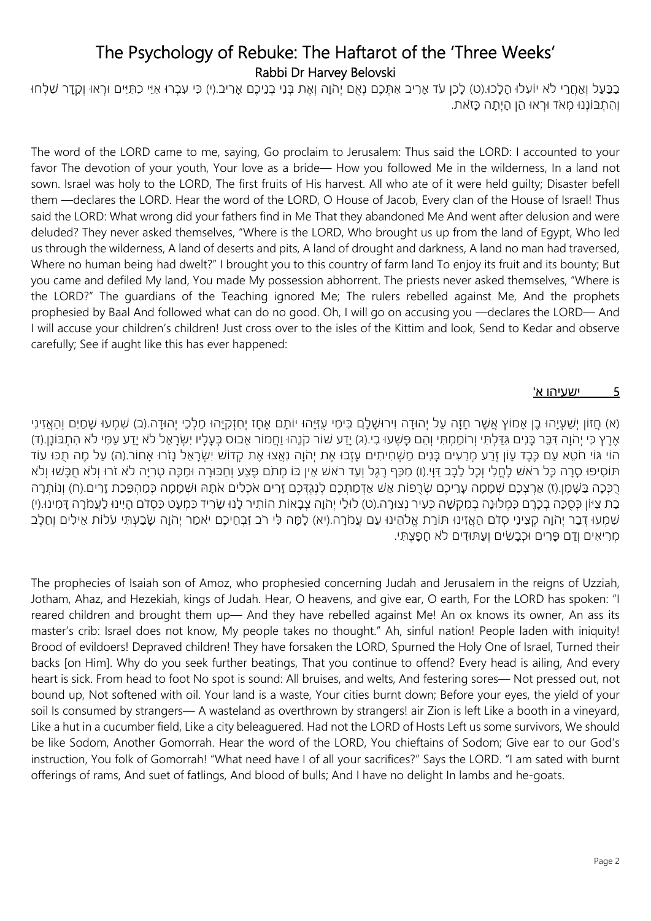# The Psychology of Rebuke: The Haftarot of the 'Three Weeks'

Rabbi Dr Harvey Belovski

בַבַּעַל וְאַחֲרֵי לֹא יוֹעִלוּ הָלָכוּ.(ט) לָכֵן עֹד אָרִיב אִתְּכֶם נְאֻם יְהֹוָה וְאֶת בְּנֵי בְנֵיכֶם אָרִיב.(י) כִּי עִבְרוּ אִיֵּי כִתִּיִּים וּרְאוּ וְקֵדָר שִׁלְחוּ וְהִתְבּוֹנְנוּ מְאֹד וּרְאוּ הֵן הָיְתָה כָּזֹאת.

The word of the LORD came to me, saying, Go proclaim to Jerusalem: Thus said the LORD: I accounted to your favor The devotion of your youth, Your love as a bride— How you followed Me in the wilderness, In a land not sown. Israel was holy to the LORD, The first fruits of His harvest. All who ate of it were held guilty; Disaster befell them —declares the LORD. Hear the word of the LORD, O House of Jacob, Every clan of the House of Israel! Thus said the LORD: What wrong did your fathers find in Me That they abandoned Me And went after delusion and were deluded? They never asked themselves, "Where is the LORD, Who brought us up from the land of Egypt, Who led us through the wilderness, A land of deserts and pits, A land of drought and darkness, A land no man had traversed, Where no human being had dwelt?" I brought you to this country of farm land To enjoy its fruit and its bounty; But you came and defiled My land, You made My possession abhorrent. The priests never asked themselves, "Where is the LORD?" The guardians of the Teaching ignored Me; The rulers rebelled against Me, And the prophets prophesied by Baal And followed what can do no good. Oh, I will go on accusing you —declares the LORD— And I will accuse your children's children! Just cross over to the isles of the Kittim and look, Send to Kedar and observe carefully; See if aught like this has ever happened:

## 5 ישעיהו א'

(א) חֲזוֹן יְשַׁעְיָהוּ בֶן אָמוֹץ אֲשֶׁר חָזָה עַל יְהוּדָה וִירוּשָׁלָ‍ִם בִּימֵי עֻזִּיָּהוּ יוֹתָם אָחָז יְחִזְקִיָּהוּ מַלְכֵי יְהוּדָה.(ב) שִׁמְעוּ שָׁמַיִם וְהַאֲזִינִי אֶרֶץ כִּי יְהֹוָה דִּבֵּר בָּנִים גִּדַּלְתִּי וְרוֹמַמְתִּי וְהֵם פָּשְׁעוּ בִי.(ג) יָדַע שׁוֹר קֹנֵהוּ וַחֲמוֹר אֵבוּס בְּעָלָיו יִשְׂרָאֵל לֹא יָדַע עַמִּי לֹא הִתְבּוֹנָן.(ד) הוֹי גּוֹי חֹטֵא עַם כֶּבֶד עָוֺן זֶרַע מְרֵעִים בָּנִים מַשְׁחִיתִים עָזְבוּ אֶת יְהֹוָה נִאֲצוּ אֶת קְדוֹשׁ יִשְׂרָאֵל נָזֹרוּ אָחוֹר.(ה) עַל מֶה תֻכּוּ עוֹד תּוֹסִיפוּ סָרָה כָּל רֹאשׁ לָחֳלִי וְכָל לֵבָב דַּוָּי.(ו) מִכַּף רֶגֶל וְעַד רֹאשׁ אֵין בּוֹ מְתֹם פֶּצַע וְחַבּוּרָה וּמַכָּה טְרִיָּה לֹא זֹרוּ וְלֹא חֻבָּשׁוּ וְלֹא רֻכְּכָה בַּשָּׁמֶן.(ז) אַרְצְכֶם שְׁמָמָה עָרֵיכֶם שְׂרֻפוֹת אֵשׁ אַדְמַתְכֶם לְנֶגְדְּכֶם זָרִים אֹכְלִים אֹתָהּ וּשְׁמָמָה כְּמַהְפֵּכַת זָרִים.(ח) וְנוֹתְרָה בַת צִיּוֹן כְּסֻכָּה בְכָרֶם כִּמְלוּנָה בְמִקְשָׁה כְּעִיר נְצוּרָה.(ט) לוּלֵי יְהֹוָה צְבָאוֹת הוֹתִיר לָנוּ שָׂרִיד כִּמְעָט כִּסְדֹם הָיִינוּ לַעֲמֹרָה דָּמִינוּ.(י) שִׁמְעוּ דְבַר יְהֹוָה קְצִינֵי סְדֹם הַאֲזִינוּ תּוֹרַת אֱלֹהֵינוּ עַם עֲמֹרָה.(יא) לָמָּה לִּי רֹב זִבְחֵיכֶם יֹאמַר יְהֹוָה שָׂבַעְתִּי עֹלוֹת אֵילִים וְחֵלֶב מְרִיאִים וְדַם פָּרִים וּכְבָשִׂים וְעַתּוּדִים לֹא חָפָצְתִּי.

The prophecies of Isaiah son of Amoz, who prophesied concerning Judah and Jerusalem in the reigns of Uzziah, Jotham, Ahaz, and Hezekiah, kings of Judah. Hear, O heavens, and give ear, O earth, For the LORD has spoken: "I reared children and brought them up— And they have rebelled against Me! An ox knows its owner, An ass its master's crib: Israel does not know, My people takes no thought." Ah, sinful nation! People laden with iniquity! Brood of evildoers! Depraved children! They have forsaken the LORD, Spurned the Holy One of Israel, Turned their backs [on Him]. Why do you seek further beatings, That you continue to offend? Every head is ailing, And every heart is sick. From head to foot No spot is sound: All bruises, and welts, And festering sores— Not pressed out, not bound up, Not softened with oil. Your land is a waste, Your cities burnt down; Before your eyes, the yield of your soil Is consumed by strangers— A wasteland as overthrown by strangers! air Zion is left Like a booth in a vineyard, Like a hut in a cucumber field, Like a city beleaguered. Had not the LORD of Hosts Left us some survivors, We should be like Sodom, Another Gomorrah. Hear the word of the LORD, You chieftains of Sodom; Give ear to our God's instruction, You folk of Gomorrah! "What need have I of all your sacrifices?" Says the LORD. "I am sated with burnt offerings of rams, And suet of fatlings, And blood of bulls; And I have no delight In lambs and he-goats.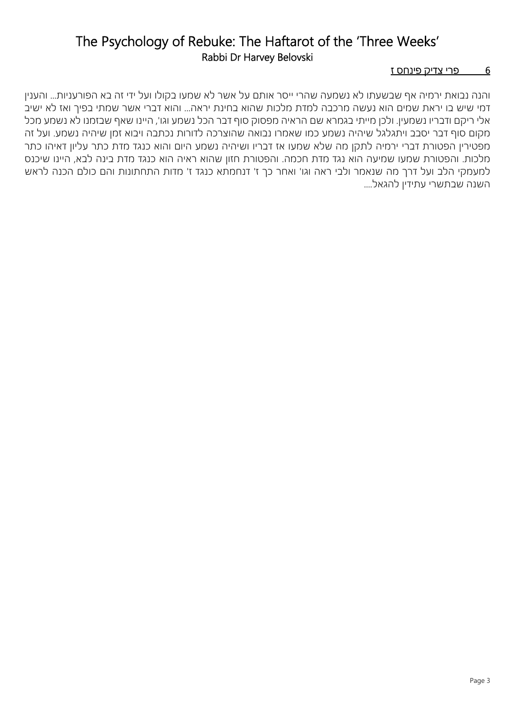# The Psychology of Rebuke: The Haftarot of the 'Three Weeks'

Rabbi Dr Harvey Belovski

<u>6 פרי צדיק פינחס ז</u>

והנה נבואת ירמיה אף שבשעתו לא נשמעה שהרי ייסר אותם על אשר לא שמעו בקולו ועל ידי זה בא הפורעניות... והענין דמי שיש בו יראת שמים הוא נעשה מרכבה למדת מלכות שהוא בחינת יראה... והוא דברי אשר שמתי בפיך ואז לא ישיב אלי ריקם ודבריו נשמעין. ולכן מייתי בגמרא שם הראיה מפסוק סוף דבר הכל נשמע וגו', היינו שאף שבזמנו לא נשמע מכל מקום סוף דבר יסבב ויתגלגל שיהיה נשמע כמו שאמרו נבואה שהוצרכה לדורות נכתבה ויבוא זמן שיהיה נשמע. ועל זה מפטירין הפטורת דברי ירמיה לתקן מה שלא שמעו אז דבריו ושיהיה נשמע היום והוא כנגד מדת כתר עליון דאיהו כתר מלכות. והפטורת שמעו שמיעה הוא נגד מדת חכמה. והפטורת חזון שהוא ראיה הוא כנגד מדת בינה לבא, היינו שיכנס למעמקי הלב ועל דרך מה שנאמר ולבי ראה וגו' ואחר כך ז' דנחמתא כנגד ז' מדות התחתונות והם כולם הכנה לראש השנה שבתשרי עתידין להגאל....